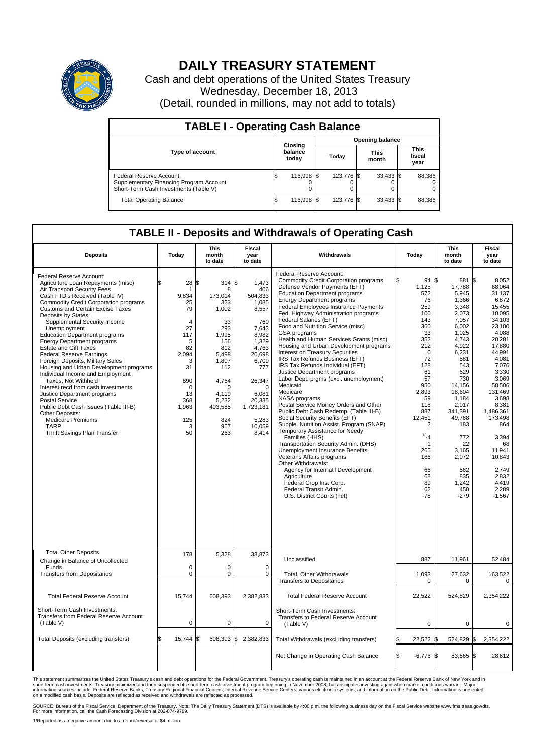# DAILY TREASURY STATEMENT

Cash and debt operations of the United States Treasury
Wednesday, December 18, 2013
(Detail, rounded in millions, may not add to totals)

## TABLE I - Operating Cash Balance

| Type of account | Closing balance today | Opening balance Today | Opening balance This month | Opening balance This fiscal year |
|---|---|---|---|---|
| Federal Reserve Account | $ 116,998 | $ 123,776 | $ 33,433 | $ 88,386 |
| Supplementary Financing Program Account | 0 | 0 | 0 | 0 |
| Short-Term Cash Investments (Table V) | 0 | 0 | 0 | 0 |
| Total Operating Balance | $ 116,998 | $ 123,776 | $ 33,433 | $ 88,386 |

## TABLE II - Deposits and Withdrawals of Operating Cash

| Deposits | Today | This month to date | Fiscal year to date |
|---|---|---|---|
| Federal Reserve Account: | | | |
| Agriculture Loan Repayments (misc) | $ 28 | $ 314 | $ 1,473 |
| Air Transport Security Fees | 1 | 8 | 406 |
| Cash FTD's Received (Table IV) | 9,834 | 173,014 | 504,833 |
| Commodity Credit Corporation programs | 25 | 323 | 1,085 |
| Customs and Certain Excise Taxes | 79 | 1,002 | 8,557 |
| Deposits by States: | | | |
| Supplemental Security Income | 4 | 33 | 760 |
| Unemployment | 27 | 293 | 7,643 |
| Education Department programs | 117 | 1,995 | 8,982 |
| Energy Department programs | 5 | 156 | 1,329 |
| Estate and Gift Taxes | 82 | 812 | 4,763 |
| Federal Reserve Earnings | 2,094 | 5,498 | 20,698 |
| Foreign Deposits, Military Sales | 3 | 1,807 | 6,709 |
| Housing and Urban Development programs | 31 | 112 | 777 |
| Individual Income and Employment Taxes, Not Withheld | 890 | 4,764 | 26,347 |
| Interest recd from cash investments | 0 | 0 | 0 |
| Justice Department programs | 13 | 4,119 | 6,081 |
| Postal Service | 368 | 5,232 | 20,335 |
| Public Debt Cash Issues (Table III-B) | 1,963 | 403,585 | 1,723,181 |
| Other Deposits: | | | |
| Medicare Premiums | 125 | 824 | 5,283 |
| TARP | 3 | 967 | 10,059 |
| Thrift Savings Plan Transfer | 50 | 263 | 8,414 |
| Total Other Deposits | 178 | 5,328 | 38,873 |
| Change in Balance of Uncollected Funds | 0 | 0 | 0 |
| Transfers from Depositaries | 0 | 0 | 0 |
| Total Federal Reserve Account | 15,744 | 608,393 | 2,382,833 |
| Short-Term Cash Investments: Transfers from Federal Reserve Account (Table V) | 0 | 0 | 0 |
| Total Deposits (excluding transfers) | $ 15,744 | $ 608,393 | $ 2,382,833 |

| Withdrawals | Today | This month to date | Fiscal year to date |
|---|---|---|---|
| Federal Reserve Account: | | | |
| Commodity Credit Corporation programs | $ 94 | $ 881 | $ 8,052 |
| Defense Vendor Payments (EFT) | 1,125 | 17,788 | 68,064 |
| Education Department programs | 572 | 5,945 | 31,137 |
| Energy Department programs | 76 | 1,366 | 6,872 |
| Federal Employees Insurance Payments | 259 | 3,348 | 15,455 |
| Fed. Highway Administration programs | 100 | 2,073 | 10,095 |
| Federal Salaries (EFT) | 143 | 7,057 | 34,103 |
| Food and Nutrition Service (misc) | 360 | 6,002 | 23,100 |
| GSA programs | 33 | 1,025 | 4,088 |
| Health and Human Services Grants (misc) | 352 | 4,743 | 20,281 |
| Housing and Urban Development programs | 212 | 4,922 | 17,880 |
| Interest on Treasury Securities | 0 | 6,231 | 44,991 |
| IRS Tax Refunds Business (EFT) | 72 | 581 | 4,081 |
| IRS Tax Refunds Individual (EFT) | 128 | 543 | 7,076 |
| Justice Department programs | 61 | 629 | 3,330 |
| Labor Dept. prgms (excl. unemployment) | 57 | 730 | 3,069 |
| Medicaid | 950 | 14,156 | 58,506 |
| Medicare | 2,893 | 18,604 | 131,469 |
| NASA programs | 59 | 1,184 | 3,698 |
| Postal Service Money Orders and Other | 118 | 2,017 | 8,381 |
| Public Debt Cash Redemp. (Table III-B) | 887 | 341,391 | 1,486,361 |
| Social Security Benefits (EFT) | 12,451 | 49,768 | 173,498 |
| Supple. Nutrition Assist. Program (SNAP) | 2 | 183 | 864 |
| Temporary Assistance for Needy Families (HHS) | 1/ -4 | 772 | 3,394 |
| Transportation Security Admin. (DHS) | 1 | 22 | 68 |
| Unemployment Insurance Benefits | 265 | 3,165 | 11,941 |
| Veterans Affairs programs | 166 | 2,072 | 10,843 |
| Other Withdrawals: | | | |
| Agency for Internat'l Development | 66 | 562 | 2,749 |
| Agriculture | 68 | 835 | 2,832 |
| Federal Crop Ins. Corp. | 89 | 1,242 | 4,419 |
| Federal Transit Admin. | 62 | 450 | 2,289 |
| U.S. District Courts (net) | -78 | -279 | -1,567 |
| Unclassified | 887 | 11,961 | 52,484 |
| Total, Other Withdrawals | 1,093 | 27,632 | 163,522 |
| Transfers to Depositaries | 0 | 0 | 0 |
| Total Federal Reserve Account | 22,522 | 524,829 | 2,354,222 |
| Short-Term Cash Investments: Transfers to Federal Reserve Account (Table V) | 0 | 0 | 0 |
| Total Withdrawals (excluding transfers) | $ 22,522 | $ 524,829 | $ 2,354,222 |
| Net Change in Operating Cash Balance | $ -6,778 | $ 83,565 | $ 28,612 |

This statement summarizes the United States Treasury's cash and debt operations for the Federal Government. Treasury's operating cash is maintained in an account at the Federal Reserve Bank of New York and in short-term cash investments. Treasury minimized and then suspended its short-term cash investment program beginning in November 2008, but anticipates investing again when market conditions warrant. Major information sources include: Federal Reserve Banks, Treasury Regional Financial Centers, Internal Revenue Service Centers, various electronic systems, and information on the Public Debt. Information is presented on a modified cash basis. Deposits are reflected as received and withdrawals are reflected as processed.

SOURCE: Bureau of the Fiscal Service, Department of the Treasury. Note: The Daily Treasury Statement (DTS) is available by 4:00 p.m. the following business day on the Fiscal Service website www.fms.treas.gov/dts. For more information, call the Cash Forecasting Division at 202-874-9789.

1/Reported as a negative amount due to a return/reversal of $4 million.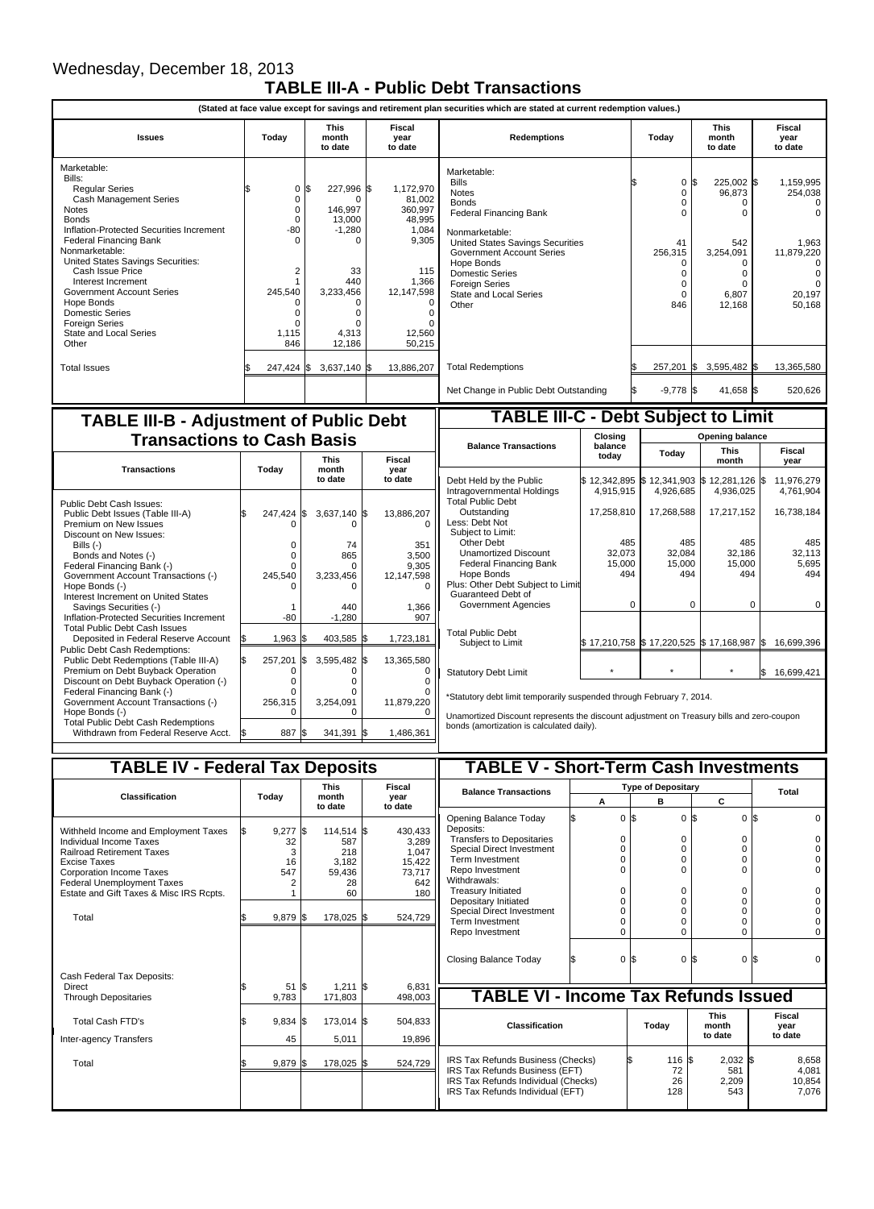Wednesday, December 18, 2013

# TABLE III-A - Public Debt Transactions

(Stated at face value except for savings and retirement plan securities which are stated at current redemption values.)

| Issues | Today | This month to date | Fiscal year to date |
|---|---|---|---|
| Marketable: | | | |
| Bills: | | | |
| Regular Series | $ 0 | $ 227,996 | $ 1,172,970 |
| Cash Management Series | 0 | 0 | 81,002 |
| Notes | 0 | 146,997 | 360,997 |
| Bonds | 0 | 13,000 | 48,995 |
| Inflation-Protected Securities Increment | -80 | -1,280 | 1,084 |
| Federal Financing Bank | 0 | 0 | 9,305 |
| Nonmarketable: | | | |
| United States Savings Securities: | | | |
| Cash Issue Price | 2 | 33 | 115 |
| Interest Increment | 1 | 440 | 1,366 |
| Government Account Series | 245,540 | 3,233,456 | 12,147,598 |
| Hope Bonds | 0 | 0 | 0 |
| Domestic Series | 0 | 0 | 0 |
| Foreign Series | 0 | 0 | 0 |
| State and Local Series | 1,115 | 4,313 | 12,560 |
| Other | 846 | 12,186 | 50,215 |
| Total Issues | $ 247,424 | $ 3,637,140 | $ 13,886,207 |

| Redemptions | Today | This month to date | Fiscal year to date |
|---|---|---|---|
| Marketable: | | | |
| Bills | $ 0 | $ 225,002 | $ 1,159,995 |
| Notes | 0 | 96,873 | 254,038 |
| Bonds | 0 | 0 | 0 |
| Federal Financing Bank | 0 | 0 | 0 |
| Nonmarketable: | | | |
| United States Savings Securities | 41 | 542 | 1,963 |
| Government Account Series | 256,315 | 3,254,091 | 11,879,220 |
| Hope Bonds | 0 | 0 | 0 |
| Domestic Series | 0 | 0 | 0 |
| Foreign Series | 0 | 0 | 0 |
| State and Local Series | 0 | 6,807 | 20,197 |
| Other | 846 | 12,168 | 50,168 |
| Total Redemptions | $ 257,201 | $ 3,595,482 | $ 13,365,580 |
| Net Change in Public Debt Outstanding | $ -9,778 | $ 41,658 | $ 520,626 |

# TABLE III-B - Adjustment of Public Debt Transactions to Cash Basis

| Transactions | Today | This month to date | Fiscal year to date |
|---|---|---|---|
| Public Debt Cash Issues: | | | |
| Public Debt Issues (Table III-A) | $ 247,424 | $ 3,637,140 | $ 13,886,207 |
| Premium on New Issues | 0 | 0 | 0 |
| Discount on New Issues: | | | |
| Bills (-) | 0 | 74 | 351 |
| Bonds and Notes (-) | 0 | 865 | 3,500 |
| Federal Financing Bank (-) | 0 | 0 | 9,305 |
| Government Account Transactions (-) | 245,540 | 3,233,456 | 12,147,598 |
| Hope Bonds (-) | 0 | 0 | 0 |
| Interest Increment on United States Savings Securities (-) | 1 | 440 | 1,366 |
| Inflation-Protected Securities Increment | -80 | -1,280 | 907 |
| Total Public Debt Cash Issues Deposited in Federal Reserve Account | $ 1,963 | $ 403,585 | $ 1,723,181 |
| Public Debt Cash Redemptions: | | | |
| Public Debt Redemptions (Table III-A) | $ 257,201 | $ 3,595,482 | $ 13,365,580 |
| Premium on Debt Buyback Operation | 0 | 0 | 0 |
| Discount on Debt Buyback Operation (-) | 0 | 0 | 0 |
| Federal Financing Bank (-) | 0 | 0 | 0 |
| Government Account Transactions (-) | 256,315 | 3,254,091 | 11,879,220 |
| Hope Bonds (-) | 0 | 0 | 0 |
| Total Public Debt Cash Redemptions Withdrawn from Federal Reserve Acct. | $ 887 | $ 341,391 | $ 1,486,361 |

# TABLE III-C - Debt Subject to Limit

| Balance Transactions | Closing balance today | Opening balance Today | Opening balance This month | Opening balance Fiscal year |
|---|---|---|---|---|
| Debt Held by the Public | $ 12,342,895 | $ 12,341,903 | $ 12,281,126 | $ 11,976,279 |
| Intragovernmental Holdings | 4,915,915 | 4,926,685 | 4,936,025 | 4,761,904 |
| Total Public Debt Outstanding | 17,258,810 | 17,268,588 | 17,217,152 | 16,738,184 |
| Less: Debt Not Subject to Limit: | | | | |
| Other Debt | 485 | 485 | 485 | 485 |
| Unamortized Discount | 32,073 | 32,084 | 32,186 | 32,113 |
| Federal Financing Bank | 15,000 | 15,000 | 15,000 | 5,695 |
| Hope Bonds | 494 | 494 | 494 | 494 |
| Plus: Other Debt Subject to Limit | | | | |
| Guaranteed Debt of Government Agencies | 0 | 0 | 0 | 0 |
| Total Public Debt Subject to Limit | $ 17,210,758 | $ 17,220,525 | $ 17,168,987 | $ 16,699,396 |
| Statutory Debt Limit | * | * | * | $ 16,699,421 |

*Statutory debt limit temporarily suspended through February 7, 2014.

Unamortized Discount represents the discount adjustment on Treasury bills and zero-coupon bonds (amortization is calculated daily).

# TABLE IV - Federal Tax Deposits

| Classification | Today | This month to date | Fiscal year to date |
|---|---|---|---|
| Withheld Income and Employment Taxes | $ 9,277 | $ 114,514 | $ 430,433 |
| Individual Income Taxes | 32 | 587 | 3,289 |
| Railroad Retirement Taxes | 3 | 218 | 1,047 |
| Excise Taxes | 16 | 3,182 | 15,422 |
| Corporation Income Taxes | 547 | 59,436 | 73,717 |
| Federal Unemployment Taxes | 2 | 28 | 642 |
| Estate and Gift Taxes & Misc IRS Rcpts. | 1 | 60 | 180 |
| Total | $ 9,879 | $ 178,025 | $ 524,729 |
| Cash Federal Tax Deposits: | | | |
| Direct | $ 51 | $ 1,211 | $ 6,831 |
| Through Depositaries | 9,783 | 171,803 | 498,003 |
| Total Cash FTD's | $ 9,834 | $ 173,014 | $ 504,833 |
| Inter-agency Transfers | 45 | 5,011 | 19,896 |
| Total | $ 9,879 | $ 178,025 | $ 524,729 |

# TABLE V - Short-Term Cash Investments

| Balance Transactions | Type of Depositary A | Type of Depositary B | Type of Depositary C | Total |
|---|---|---|---|---|
| Opening Balance Today | $ 0 | $ 0 | $ 0 | $ 0 |
| Deposits: | | | | |
| Transfers to Depositaries | 0 | 0 | 0 | 0 |
| Special Direct Investment | 0 | 0 | 0 | 0 |
| Term Investment | 0 | 0 | 0 | 0 |
| Repo Investment | 0 | 0 | 0 | 0 |
| Withdrawals: | | | | |
| Treasury Initiated | 0 | 0 | 0 | 0 |
| Depositary Initiated | 0 | 0 | 0 | 0 |
| Special Direct Investment | 0 | 0 | 0 | 0 |
| Term Investment | 0 | 0 | 0 | 0 |
| Repo Investment | 0 | 0 | 0 | 0 |
| Closing Balance Today | $ 0 | $ 0 | $ 0 | $ 0 |

# TABLE VI - Income Tax Refunds Issued

| Classification | Today | This month to date | Fiscal year to date |
|---|---|---|---|
| IRS Tax Refunds Business (Checks) | $ 116 | $ 2,032 | $ 8,658 |
| IRS Tax Refunds Business (EFT) | 72 | 581 | 4,081 |
| IRS Tax Refunds Individual (Checks) | 26 | 2,209 | 10,854 |
| IRS Tax Refunds Individual (EFT) | 128 | 543 | 7,076 |